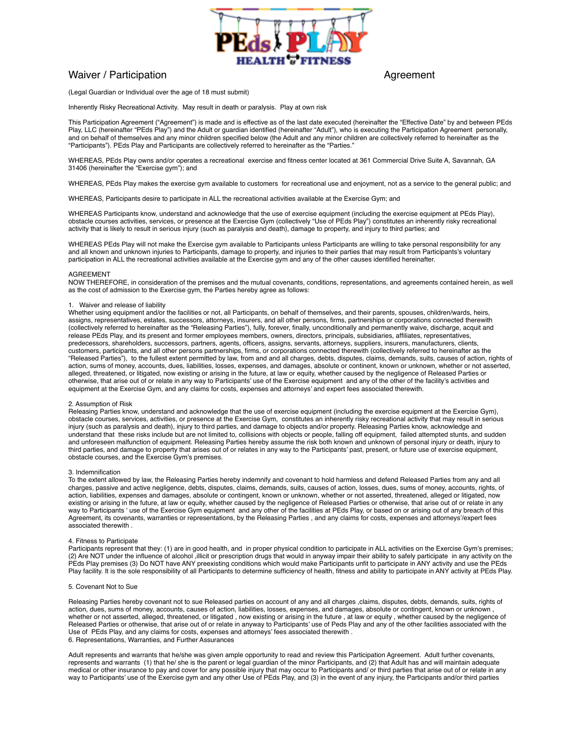# Waiver / Participation Agreement

(Legal Guardian or Individual over the age of 18 must submit)

Inherently Risky Recreational Activity. May result in death or paralysis. Play at own risk

This Participation Agreement ("Agreement") is made and is effective as of the last date executed (hereinafter the "Effective Date" by and between PEds Play, LLC (hereinafter "PEds Play") and the Adult or guardian identified (hereinafter "Adult"), who is executing the Participation Agreement personally, and on behalf of themselves and any minor children specified below (the Adult and any minor children are collectively referred to hereinafter as the "Participants"). PEds Play and Participants are collectively referred to hereinafter as the "Parties."

WHEREAS, PEds Play owns and/or operates a recreational exercise and fitness center located at 361 Commercial Drive Suite A, Savannah, GA 31406 (hereinafter the "Exercise gym"); and

WHEREAS, PEds Play makes the exercise gym available to customers for recreational use and enjoyment, not as a service to the general public; and

WHEREAS, Participants desire to participate in ALL the recreational activities available at the Exercise Gym; and

WHEREAS Participants know, understand and acknowledge that the use of exercise equipment (including the exercise equipment at PEds Play), obstacle courses activities, services, or presence at the Exercise Gym (collectively "Use of PEds Play") constitutes an inherently risky recreational activity that is likely to result in serious injury (such as paralysis and death), damage to property, and injury to third parties; and

WHEREAS PEds Play will not make the Exercise gym available to Participants unless Participants are willing to take personal responsibility for any and all known and unknown injuries to Participants, damage to property, and injuries to their parties that may result from Participants's voluntary participation in ALL the recreational activities available at the Exercise gym and any of the other causes identified hereinafter.

AGREEMENT

NOW THEREFORE, in consideration of the premises and the mutual covenants, conditions, representations, and agreements contained herein, as well as the cost of admission to the Exercise gym, the Parties hereby agree as follows:

1. Waiver and release of liability

Whether using equipment and/or the facilities or not, all Participants, on behalf of themselves, and their parents, spouses, children/wards, heirs, assigns, representatives, estates, successors, attorneys, insurers, and all other persons, firms, partnerships or corporations connected therewith (collectively referred to hereinafter as the "Releasing Parties"), fully, forever, finally, unconditionally and permanently waive, discharge, acquit and release PEds Play, and its present and former employees members, owners, directors, principals, subsidiaries, affiliates, representatives, predecessors, shareholders, successors, partners, agents, officers, assigns, servants, attorneys, suppliers, insurers, manufacturers, clients, customers, participants, and all other persons partnerships, firms, or corporations connected therewith (collectively referred to hereinafter as the "Released Parties"), to the fullest extent permitted by law, from and and all charges, debts, disputes, claims, demands, suits, causes of action, rights of action, sums of money, accounts, dues, liabilities, losses, expenses, and damages, absolute or continent, known or unknown, whether or not asserted, alleged, threatened, or litigated, now existing or arising in the future, at law or equity, whether caused by the negligence of Released Parties or otherwise, that arise out of or relate in any way to Participants' use of the Exercise equipment and any of the other of the facility's activities and equipment at the Exercise Gym, and any claims for costs, expenses and attorneys' and expert fees associated therewith.

2. Assumption of Risk

Releasing Parties know, understand and acknowledge that the use of exercise equipment (including the exercise equipment at the Exercise Gym), obstacle courses, services, activities, or presence at the Exercise Gym, constitutes an inherently risky recreational activity that may result in serious injury (such as paralysis and death), injury to third parties, and damage to objects and/or property. Releasing Parties know, acknowledge and understand that these risks include but are not limited to, collisions with objects or people, falling off equipment, failed attempted stunts, and sudden and unforeseen malfunction of equipment. Releasing Parties hereby assume the risk both known and unknown of personal injury or death, injury to third parties, and damage to property that arises out of or relates in any way to the Participants' past, present, or future use of exercise equipment, obstacle courses, and the Exercise Gym's premises.

3. Indemnification

To the extent allowed by law, the Releasing Parties hereby indemnify and covenant to hold harmless and defend Released Parties from any and all charges, passive and active negligence, debts, disputes, claims, demands, suits, causes of action, losses, dues, sums of money, accounts, rights, of action, liabilities, expenses and damages, absolute or contingent, known or unknown, whether or not asserted, threatened, alleged or litigated, now existing or arising in the future, at law or equity, whether caused by the negligence of Released Parties or otherwise, that arise out of or relate in any way to Participants ' use of the Exercise Gym equipment and any other of the facilities at PEds Play, or based on or arising out of any breach of this Agreement, its covenants, warranties or representations, by the Releasing Parties , and any claims for costs, expenses and attorneys'/expert fees associated therewith .

4. Fitness to Participate

Participants represent that they: (1) are in good health, and in proper physical condition to participate in ALL activities on the Exercise Gym's premises; (2) Are NOT under the influence of alcohol ,illicit or prescription drugs that would in anyway impair their ability to safely participate in any activity on the PEds Play premises (3) Do NOT have ANY preexisting conditions which would make Participants unfit to participate in ANY activity and use the PEds Play facility. It is the sole responsibility of all Participants to determine sufficiency of health, fitness and ability to participate in ANY activity at PEds Play.

5. Covenant Not to Sue

Releasing Parties hereby covenant not to sue Released parties on account of any and all charges ,claims, disputes, debts, demands, suits, rights of action, dues, sums of money, accounts, causes of action, liabilities, losses, expenses, and damages, absolute or contingent, known or unknown , whether or not asserted, alleged, threatened, or litigated , now existing or arising in the future , at law or equity , whether caused by the negligence of Released Parties or otherwise, that arise out of or relate in anyway to Participants' use of Peds Play and any of the other facilities associated with the Use of PEds Play, and any claims for costs, expenses and attorneys' fees associated therewith .

6. Representations, Warranties, and Further Assurances

Adult represents and warrants that he/she was given ample opportunity to read and review this Participation Agreement. Adult further covenants, represents and warrants (1) that he/ she is the parent or legal guardian of the minor Participants, and (2) that Adult has and will maintain adequate medical or other insurance to pay and cover for any possible injury that may occur to Participants and/ or third parties that arise out of or relate in any way to Participants' use of the Exercise gym and any other Use of PEds Play, and (3) in the event of any injury, the Participants and/or third parties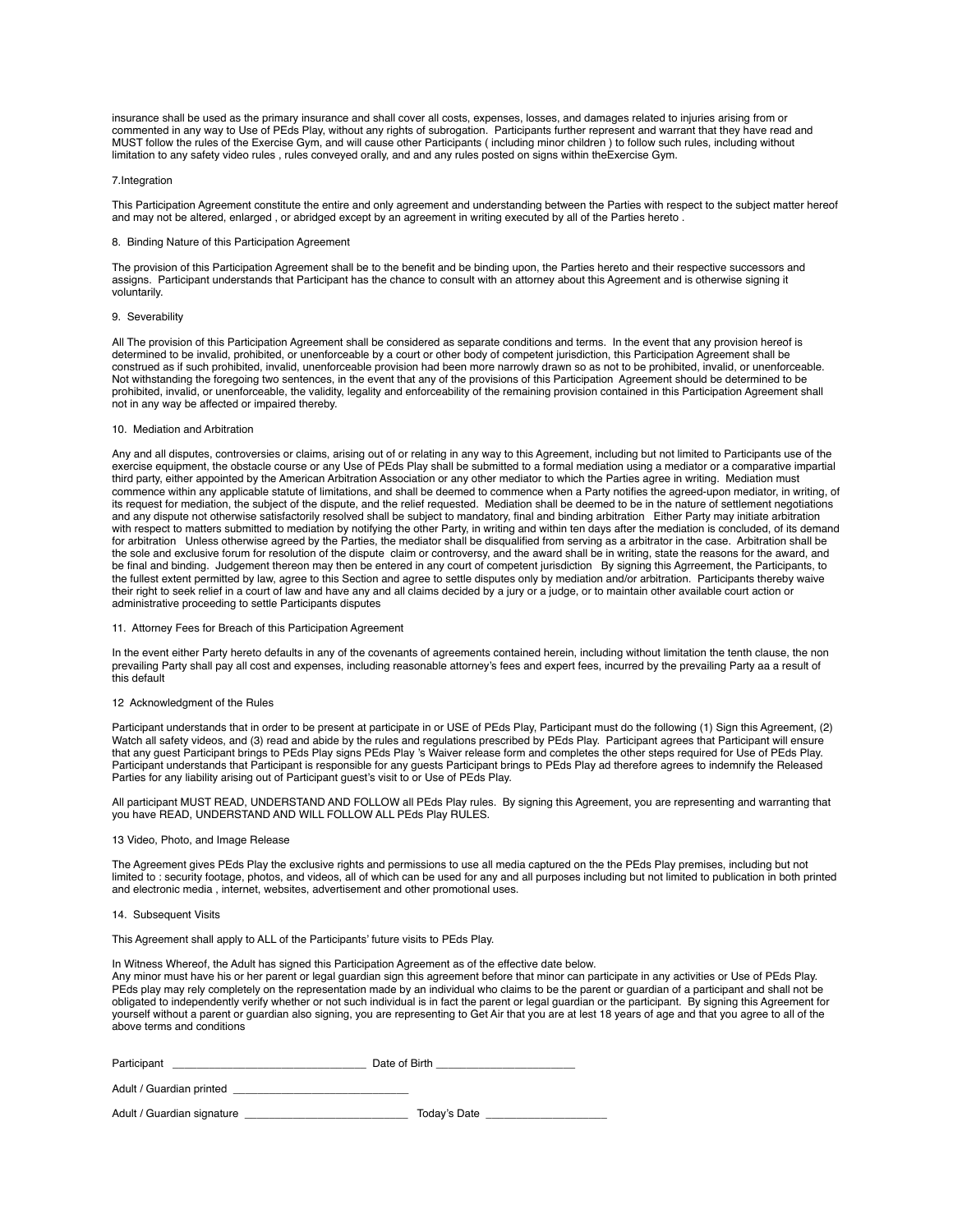insurance shall be used as the primary insurance and shall cover all costs, expenses, losses, and damages related to injuries arising from or commented in any way to Use of PEds Play, without any rights of subrogation. Participants further represent and warrant that they have read and MUST follow the rules of the Exercise Gym, and will cause other Participants ( including minor children ) to follow such rules, including without limitation to any safety video rules , rules conveyed orally, and and any rules posted on signs within theExercise Gym.

7.Integration

This Participation Agreement constitute the entire and only agreement and understanding between the Parties with respect to the subject matter hereof and may not be altered, enlarged , or abridged except by an agreement in writing executed by all of the Parties hereto .

8. Binding Nature of this Participation Agreement

The provision of this Participation Agreement shall be to the benefit and be binding upon, the Parties hereto and their respective successors and assigns. Participant understands that Participant has the chance to consult with an attorney about this Agreement and is otherwise signing it voluntarily.

9. Severability

All The provision of this Participation Agreement shall be considered as separate conditions and terms. In the event that any provision hereof is determined to be invalid, prohibited, or unenforceable by a court or other body of competent jurisdiction, this Participation Agreement shall be construed as if such prohibited, invalid, unenforceable provision had been more narrowly drawn so as not to be prohibited, invalid, or unenforceable. Not withstanding the foregoing two sentences, in the event that any of the provisions of this Participation Agreement should be determined to be prohibited, invalid, or unenforceable, the validity, legality and enforceability of the remaining provision contained in this Participation Agreement shall not in any way be affected or impaired thereby.

10. Mediation and Arbitration

Any and all disputes, controversies or claims, arising out of or relating in any way to this Agreement, including but not limited to Participants use of the exercise equipment, the obstacle course or any Use of PEds Play shall be submitted to a formal mediation using a mediator or a comparative impartial third party, either appointed by the American Arbitration Association or any other mediator to which the Parties agree in writing. Mediation must commence within any applicable statute of limitations, and shall be deemed to commence when a Party notifies the agreed-upon mediator, in writing, of its request for mediation, the subject of the dispute, and the relief requested. Mediation shall be deemed to be in the nature of settlement negotiations and any dispute not otherwise satisfactorily resolved shall be subject to mandatory, final and binding arbitration Either Party may initiate arbitration with respect to matters submitted to mediation by notifying the other Party, in writing and within ten days after the mediation is concluded, of its demand for arbitration Unless otherwise agreed by the Parties, the mediator shall be disqualified from serving as a arbitrator in the case. Arbitration shall be the sole and exclusive forum for resolution of the dispute claim or controversy, and the award shall be in writing, state the reasons for the award, and be final and binding. Judgement thereon may then be entered in any court of competent jurisdiction By signing this Agrreement, the Participants, to the fullest extent permitted by law, agree to this Section and agree to settle disputes only by mediation and/or arbitration. Participants thereby waive their right to seek relief in a court of law and have any and all claims decided by a jury or a judge, or to maintain other available court action or administrative proceeding to settle Participants disputes

11. Attorney Fees for Breach of this Participation Agreement

In the event either Party hereto defaults in any of the covenants of agreements contained herein, including without limitation the tenth clause, the non prevailing Party shall pay all cost and expenses, including reasonable attorney's fees and expert fees, incurred by the prevailing Party aa a result of this default

12 Acknowledgment of the Rules

Participant understands that in order to be present at participate in or USE of PEds Play, Participant must do the following (1) Sign this Agreement, (2) Watch all safety videos, and (3) read and abide by the rules and regulations prescribed by PEds Play. Participant agrees that Participant will ensure that any guest Participant brings to PEds Play signs PEds Play 's Waiver release form and completes the other steps required for Use of PEds Play. Participant understands that Participant is responsible for any guests Participant brings to PEds Play ad therefore agrees to indemnify the Released Parties for any liability arising out of Participant guest's visit to or Use of PEds Play.

All participant MUST READ, UNDERSTAND AND FOLLOW all PEds Play rules. By signing this Agreement, you are representing and warranting that you have READ, UNDERSTAND AND WILL FOLLOW ALL PEds Play RULES.

13 Video, Photo, and Image Release

The Agreement gives PEds Play the exclusive rights and permissions to use all media captured on the the PEds Play premises, including but not limited to : security footage, photos, and videos, all of which can be used for any and all purposes including but not limited to publication in both printed and electronic media , internet, websites, advertisement and other promotional uses.

14. Subsequent Visits

This Agreement shall apply to ALL of the Participants' future visits to PEds Play.

In Witness Whereof, the Adult has signed this Participation Agreement as of the effective date below.
Any minor must have his or her parent or legal guardian sign this agreement before that minor can participate in any activities or Use of PEds Play. PEds play may rely completely on the representation made by an individual who claims to be the parent or guardian of a participant and shall not be obligated to independently verify whether or not such individual is in fact the parent or legal guardian or the participant. By signing this Agreement for yourself without a parent or guardian also signing, you are representing to Get Air that you are at lest 18 years of age and that you agree to all of the above terms and conditions

Participant ________________________________ Date of Birth ______________________

Adult / Guardian printed ____________________________

Adult / Guardian signature ___________________________ Today's Date ___________________